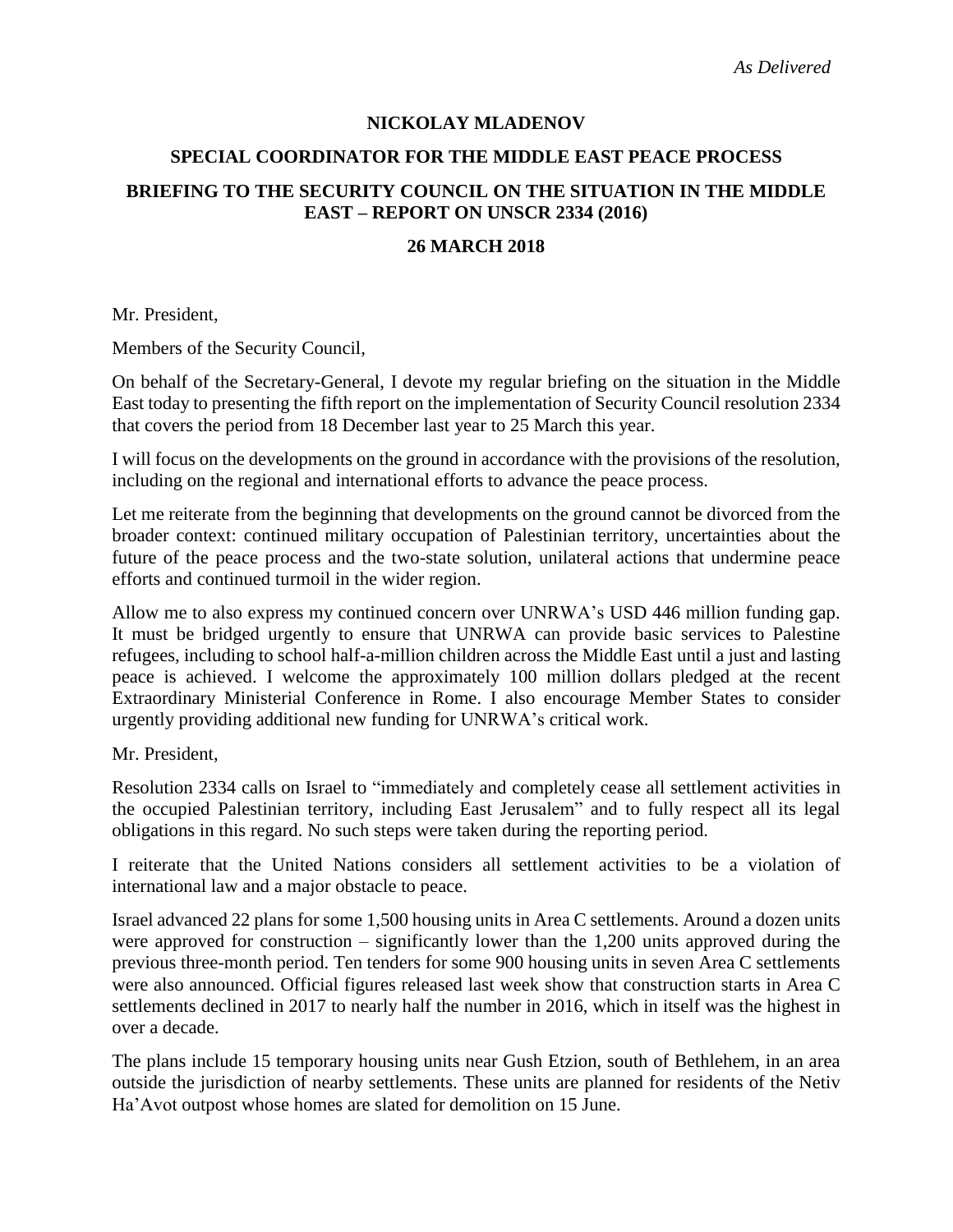*As Delivered*

**NICKOLAY MLADENOV**

**SPECIAL COORDINATOR FOR THE MIDDLE EAST PEACE PROCESS**

**BRIEFING TO THE SECURITY COUNCIL ON THE SITUATION IN THE MIDDLE EAST – REPORT ON UNSCR 2334 (2016)**

**26 MARCH 2018**

Mr. President,

Members of the Security Council,

On behalf of the Secretary-General, I devote my regular briefing on the situation in the Middle East today to presenting the fifth report on the implementation of Security Council resolution 2334 that covers the period from 18 December last year to 25 March this year.

I will focus on the developments on the ground in accordance with the provisions of the resolution, including on the regional and international efforts to advance the peace process.

Let me reiterate from the beginning that developments on the ground cannot be divorced from the broader context: continued military occupation of Palestinian territory, uncertainties about the future of the peace process and the two-state solution, unilateral actions that undermine peace efforts and continued turmoil in the wider region.

Allow me to also express my continued concern over UNRWA's USD 446 million funding gap. It must be bridged urgently to ensure that UNRWA can provide basic services to Palestine refugees, including to school half-a-million children across the Middle East until a just and lasting peace is achieved. I welcome the approximately 100 million dollars pledged at the recent Extraordinary Ministerial Conference in Rome. I also encourage Member States to consider urgently providing additional new funding for UNRWA's critical work.

Mr. President,

Resolution 2334 calls on Israel to "immediately and completely cease all settlement activities in the occupied Palestinian territory, including East Jerusalem" and to fully respect all its legal obligations in this regard. No such steps were taken during the reporting period.

I reiterate that the United Nations considers all settlement activities to be a violation of international law and a major obstacle to peace.

Israel advanced 22 plans for some 1,500 housing units in Area C settlements. Around a dozen units were approved for construction – significantly lower than the 1,200 units approved during the previous three-month period. Ten tenders for some 900 housing units in seven Area C settlements were also announced. Official figures released last week show that construction starts in Area C settlements declined in 2017 to nearly half the number in 2016, which in itself was the highest in over a decade.

The plans include 15 temporary housing units near Gush Etzion, south of Bethlehem, in an area outside the jurisdiction of nearby settlements. These units are planned for residents of the Netiv Ha'Avot outpost whose homes are slated for demolition on 15 June.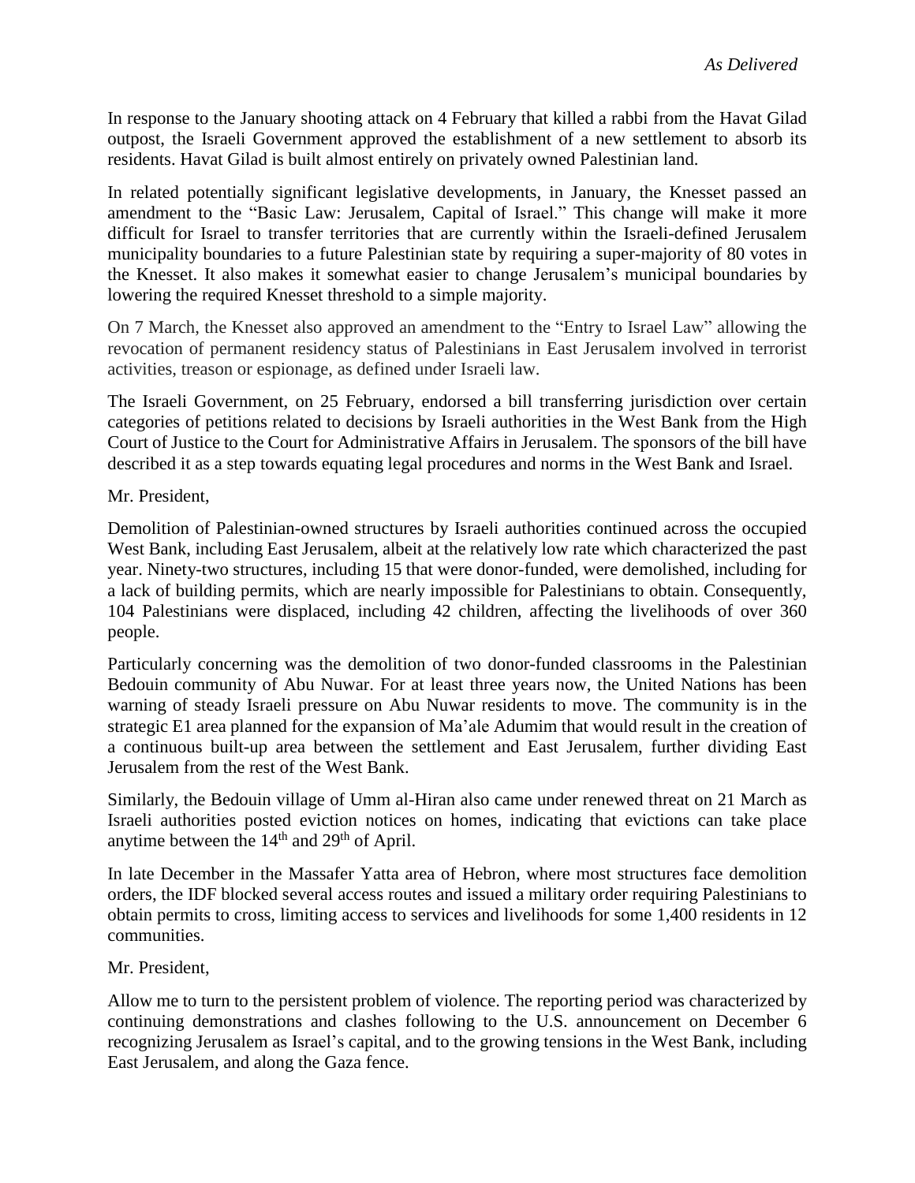*As Delivered*

In response to the January shooting attack on 4 February that killed a rabbi from the Havat Gilad outpost, the Israeli Government approved the establishment of a new settlement to absorb its residents. Havat Gilad is built almost entirely on privately owned Palestinian land.

In related potentially significant legislative developments, in January, the Knesset passed an amendment to the "Basic Law: Jerusalem, Capital of Israel." This change will make it more difficult for Israel to transfer territories that are currently within the Israeli-defined Jerusalem municipality boundaries to a future Palestinian state by requiring a super-majority of 80 votes in the Knesset. It also makes it somewhat easier to change Jerusalem's municipal boundaries by lowering the required Knesset threshold to a simple majority.

On 7 March, the Knesset also approved an amendment to the "Entry to Israel Law" allowing the revocation of permanent residency status of Palestinians in East Jerusalem involved in terrorist activities, treason or espionage, as defined under Israeli law.

The Israeli Government, on 25 February, endorsed a bill transferring jurisdiction over certain categories of petitions related to decisions by Israeli authorities in the West Bank from the High Court of Justice to the Court for Administrative Affairs in Jerusalem. The sponsors of the bill have described it as a step towards equating legal procedures and norms in the West Bank and Israel.

Mr. President,

Demolition of Palestinian-owned structures by Israeli authorities continued across the occupied West Bank, including East Jerusalem, albeit at the relatively low rate which characterized the past year. Ninety-two structures, including 15 that were donor-funded, were demolished, including for a lack of building permits, which are nearly impossible for Palestinians to obtain. Consequently, 104 Palestinians were displaced, including 42 children, affecting the livelihoods of over 360 people.

Particularly concerning was the demolition of two donor-funded classrooms in the Palestinian Bedouin community of Abu Nuwar. For at least three years now, the United Nations has been warning of steady Israeli pressure on Abu Nuwar residents to move. The community is in the strategic E1 area planned for the expansion of Ma'ale Adumim that would result in the creation of a continuous built-up area between the settlement and East Jerusalem, further dividing East Jerusalem from the rest of the West Bank.

Similarly, the Bedouin village of Umm al-Hiran also came under renewed threat on 21 March as Israeli authorities posted eviction notices on homes, indicating that evictions can take place anytime between the 14th and 29th of April.

In late December in the Massafer Yatta area of Hebron, where most structures face demolition orders, the IDF blocked several access routes and issued a military order requiring Palestinians to obtain permits to cross, limiting access to services and livelihoods for some 1,400 residents in 12 communities.

Mr. President,

Allow me to turn to the persistent problem of violence. The reporting period was characterized by continuing demonstrations and clashes following to the U.S. announcement on December 6 recognizing Jerusalem as Israel's capital, and to the growing tensions in the West Bank, including East Jerusalem, and along the Gaza fence.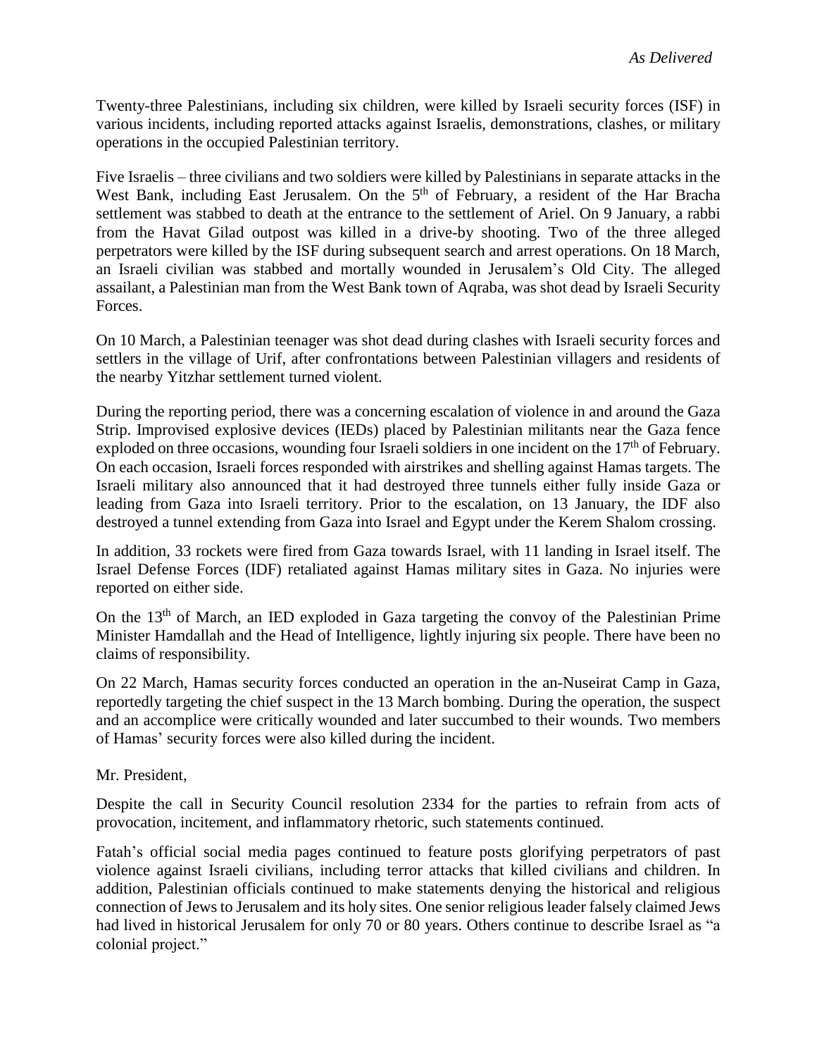*As Delivered*

Twenty-three Palestinians, including six children, were killed by Israeli security forces (ISF) in various incidents, including reported attacks against Israelis, demonstrations, clashes, or military operations in the occupied Palestinian territory.

Five Israelis – three civilians and two soldiers were killed by Palestinians in separate attacks in the West Bank, including East Jerusalem. On the 5th of February, a resident of the Har Bracha settlement was stabbed to death at the entrance to the settlement of Ariel. On 9 January, a rabbi from the Havat Gilad outpost was killed in a drive-by shooting. Two of the three alleged perpetrators were killed by the ISF during subsequent search and arrest operations. On 18 March, an Israeli civilian was stabbed and mortally wounded in Jerusalem's Old City. The alleged assailant, a Palestinian man from the West Bank town of Aqraba, was shot dead by Israeli Security Forces.

On 10 March, a Palestinian teenager was shot dead during clashes with Israeli security forces and settlers in the village of Urif, after confrontations between Palestinian villagers and residents of the nearby Yitzhar settlement turned violent.

During the reporting period, there was a concerning escalation of violence in and around the Gaza Strip. Improvised explosive devices (IEDs) placed by Palestinian militants near the Gaza fence exploded on three occasions, wounding four Israeli soldiers in one incident on the 17th of February. On each occasion, Israeli forces responded with airstrikes and shelling against Hamas targets. The Israeli military also announced that it had destroyed three tunnels either fully inside Gaza or leading from Gaza into Israeli territory. Prior to the escalation, on 13 January, the IDF also destroyed a tunnel extending from Gaza into Israel and Egypt under the Kerem Shalom crossing.

In addition, 33 rockets were fired from Gaza towards Israel, with 11 landing in Israel itself. The Israel Defense Forces (IDF) retaliated against Hamas military sites in Gaza. No injuries were reported on either side.

On the 13th of March, an IED exploded in Gaza targeting the convoy of the Palestinian Prime Minister Hamdallah and the Head of Intelligence, lightly injuring six people. There have been no claims of responsibility.

On 22 March, Hamas security forces conducted an operation in the an-Nuseirat Camp in Gaza, reportedly targeting the chief suspect in the 13 March bombing. During the operation, the suspect and an accomplice were critically wounded and later succumbed to their wounds. Two members of Hamas' security forces were also killed during the incident.

Mr. President,

Despite the call in Security Council resolution 2334 for the parties to refrain from acts of provocation, incitement, and inflammatory rhetoric, such statements continued.

Fatah's official social media pages continued to feature posts glorifying perpetrators of past violence against Israeli civilians, including terror attacks that killed civilians and children. In addition, Palestinian officials continued to make statements denying the historical and religious connection of Jews to Jerusalem and its holy sites. One senior religious leader falsely claimed Jews had lived in historical Jerusalem for only 70 or 80 years. Others continue to describe Israel as "a colonial project."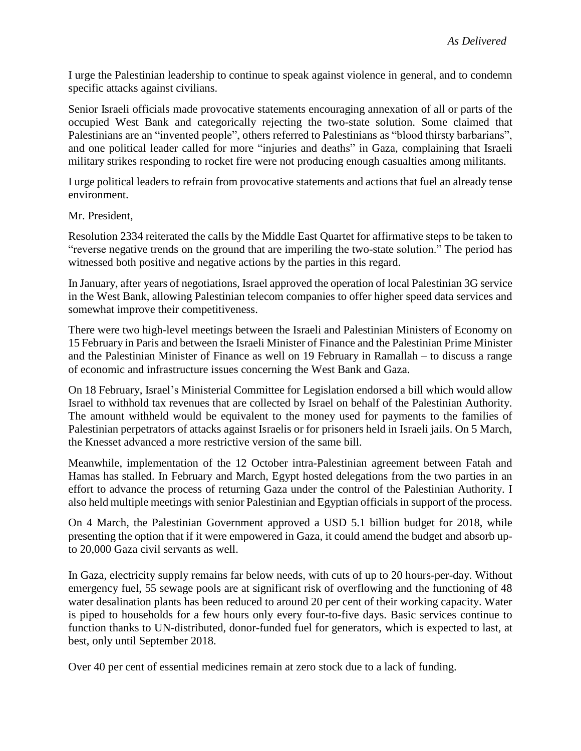I urge the Palestinian leadership to continue to speak against violence in general, and to condemn specific attacks against civilians.

Senior Israeli officials made provocative statements encouraging annexation of all or parts of the occupied West Bank and categorically rejecting the two-state solution. Some claimed that Palestinians are an "invented people", others referred to Palestinians as "blood thirsty barbarians", and one political leader called for more "injuries and deaths" in Gaza, complaining that Israeli military strikes responding to rocket fire were not producing enough casualties among militants.

I urge political leaders to refrain from provocative statements and actions that fuel an already tense environment.

Mr. President,

Resolution 2334 reiterated the calls by the Middle East Quartet for affirmative steps to be taken to "reverse negative trends on the ground that are imperiling the two-state solution." The period has witnessed both positive and negative actions by the parties in this regard.

In January, after years of negotiations, Israel approved the operation of local Palestinian 3G service in the West Bank, allowing Palestinian telecom companies to offer higher speed data services and somewhat improve their competitiveness.

There were two high-level meetings between the Israeli and Palestinian Ministers of Economy on 15 February in Paris and between the Israeli Minister of Finance and the Palestinian Prime Minister and the Palestinian Minister of Finance as well on 19 February in Ramallah – to discuss a range of economic and infrastructure issues concerning the West Bank and Gaza.

On 18 February, Israel's Ministerial Committee for Legislation endorsed a bill which would allow Israel to withhold tax revenues that are collected by Israel on behalf of the Palestinian Authority. The amount withheld would be equivalent to the money used for payments to the families of Palestinian perpetrators of attacks against Israelis or for prisoners held in Israeli jails. On 5 March, the Knesset advanced a more restrictive version of the same bill.

Meanwhile, implementation of the 12 October intra-Palestinian agreement between Fatah and Hamas has stalled. In February and March, Egypt hosted delegations from the two parties in an effort to advance the process of returning Gaza under the control of the Palestinian Authority. I also held multiple meetings with senior Palestinian and Egyptian officials in support of the process.

On 4 March, the Palestinian Government approved a USD 5.1 billion budget for 2018, while presenting the option that if it were empowered in Gaza, it could amend the budget and absorb up-to 20,000 Gaza civil servants as well.

In Gaza, electricity supply remains far below needs, with cuts of up to 20 hours-per-day. Without emergency fuel, 55 sewage pools are at significant risk of overflowing and the functioning of 48 water desalination plants has been reduced to around 20 per cent of their working capacity. Water is piped to households for a few hours only every four-to-five days. Basic services continue to function thanks to UN-distributed, donor-funded fuel for generators, which is expected to last, at best, only until September 2018.

Over 40 per cent of essential medicines remain at zero stock due to a lack of funding.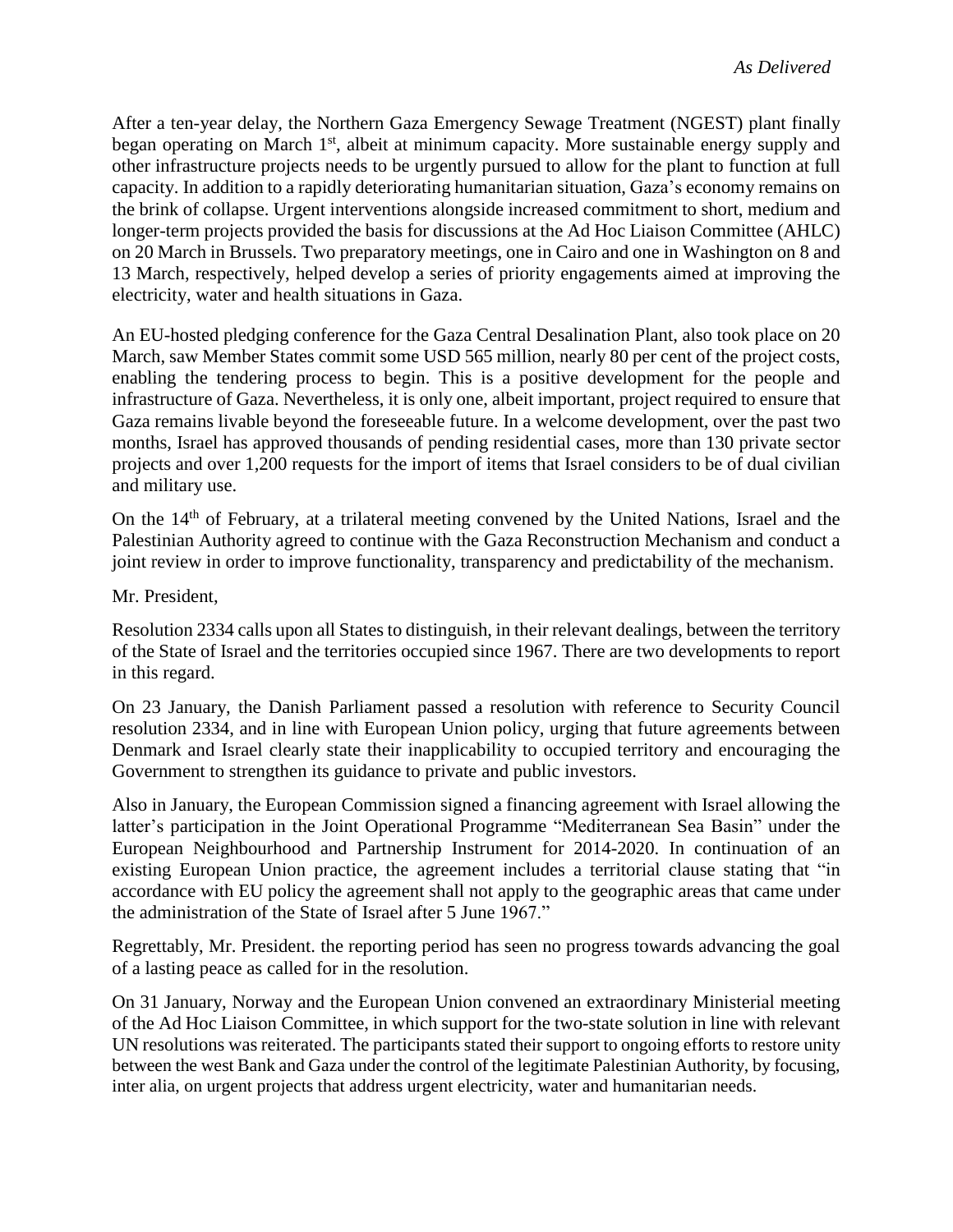*As Delivered*

After a ten-year delay, the Northern Gaza Emergency Sewage Treatment (NGEST) plant finally began operating on March 1st, albeit at minimum capacity. More sustainable energy supply and other infrastructure projects needs to be urgently pursued to allow for the plant to function at full capacity. In addition to a rapidly deteriorating humanitarian situation, Gaza's economy remains on the brink of collapse. Urgent interventions alongside increased commitment to short, medium and longer-term projects provided the basis for discussions at the Ad Hoc Liaison Committee (AHLC) on 20 March in Brussels. Two preparatory meetings, one in Cairo and one in Washington on 8 and 13 March, respectively, helped develop a series of priority engagements aimed at improving the electricity, water and health situations in Gaza.

An EU-hosted pledging conference for the Gaza Central Desalination Plant, also took place on 20 March, saw Member States commit some USD 565 million, nearly 80 per cent of the project costs, enabling the tendering process to begin. This is a positive development for the people and infrastructure of Gaza. Nevertheless, it is only one, albeit important, project required to ensure that Gaza remains livable beyond the foreseeable future. In a welcome development, over the past two months, Israel has approved thousands of pending residential cases, more than 130 private sector projects and over 1,200 requests for the import of items that Israel considers to be of dual civilian and military use.

On the 14th of February, at a trilateral meeting convened by the United Nations, Israel and the Palestinian Authority agreed to continue with the Gaza Reconstruction Mechanism and conduct a joint review in order to improve functionality, transparency and predictability of the mechanism.

Mr. President,

Resolution 2334 calls upon all States to distinguish, in their relevant dealings, between the territory of the State of Israel and the territories occupied since 1967. There are two developments to report in this regard.

On 23 January, the Danish Parliament passed a resolution with reference to Security Council resolution 2334, and in line with European Union policy, urging that future agreements between Denmark and Israel clearly state their inapplicability to occupied territory and encouraging the Government to strengthen its guidance to private and public investors.

Also in January, the European Commission signed a financing agreement with Israel allowing the latter's participation in the Joint Operational Programme "Mediterranean Sea Basin" under the European Neighbourhood and Partnership Instrument for 2014-2020. In continuation of an existing European Union practice, the agreement includes a territorial clause stating that "in accordance with EU policy the agreement shall not apply to the geographic areas that came under the administration of the State of Israel after 5 June 1967."

Regrettably, Mr. President. the reporting period has seen no progress towards advancing the goal of a lasting peace as called for in the resolution.

On 31 January, Norway and the European Union convened an extraordinary Ministerial meeting of the Ad Hoc Liaison Committee, in which support for the two-state solution in line with relevant UN resolutions was reiterated. The participants stated their support to ongoing efforts to restore unity between the west Bank and Gaza under the control of the legitimate Palestinian Authority, by focusing, inter alia, on urgent projects that address urgent electricity, water and humanitarian needs.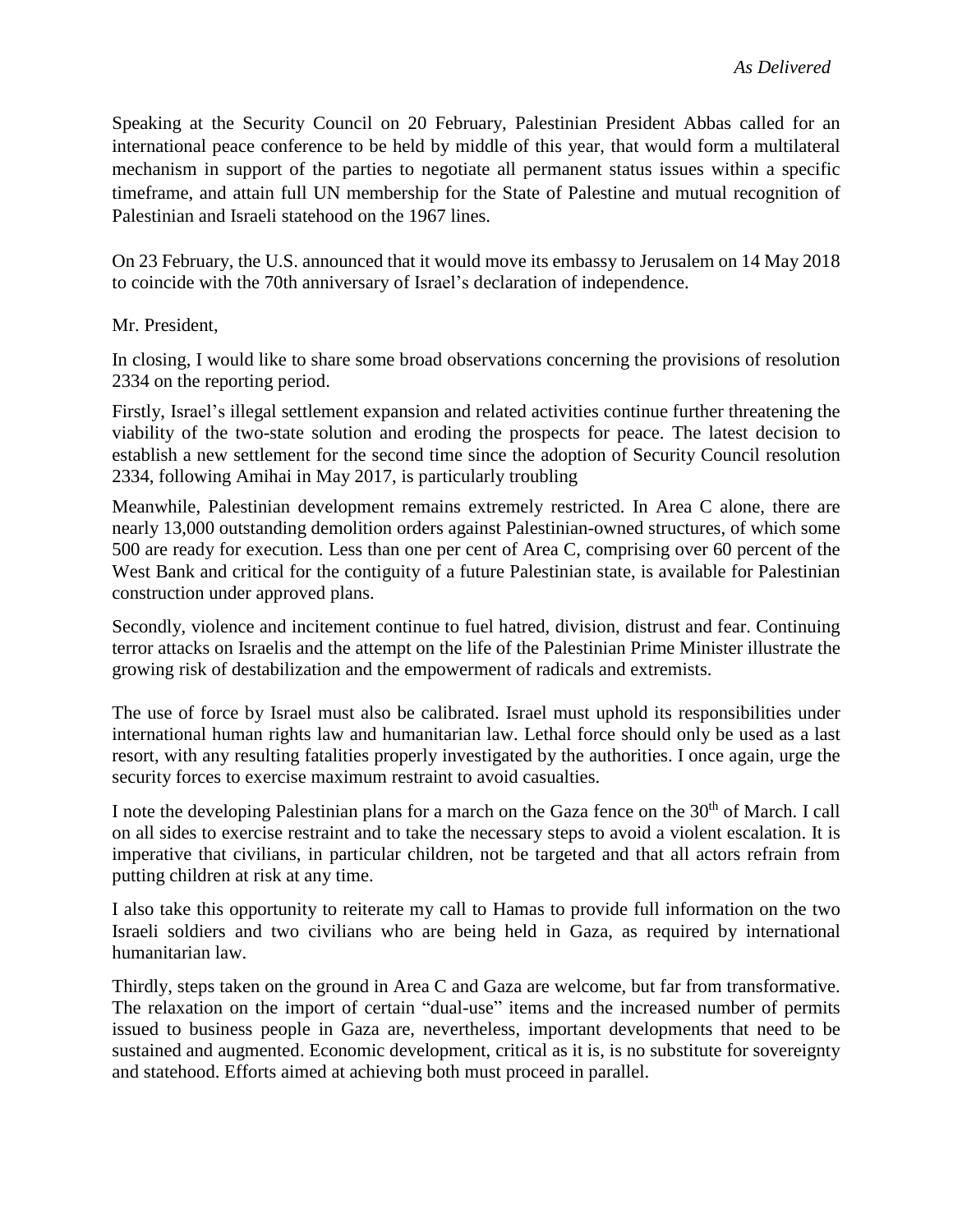*As Delivered*

Speaking at the Security Council on 20 February, Palestinian President Abbas called for an international peace conference to be held by middle of this year, that would form a multilateral mechanism in support of the parties to negotiate all permanent status issues within a specific timeframe, and attain full UN membership for the State of Palestine and mutual recognition of Palestinian and Israeli statehood on the 1967 lines.

On 23 February, the U.S. announced that it would move its embassy to Jerusalem on 14 May 2018 to coincide with the 70th anniversary of Israel's declaration of independence.

Mr. President,

In closing, I would like to share some broad observations concerning the provisions of resolution 2334 on the reporting period.

Firstly, Israel's illegal settlement expansion and related activities continue further threatening the viability of the two-state solution and eroding the prospects for peace. The latest decision to establish a new settlement for the second time since the adoption of Security Council resolution 2334, following Amihai in May 2017, is particularly troubling

Meanwhile, Palestinian development remains extremely restricted. In Area C alone, there are nearly 13,000 outstanding demolition orders against Palestinian-owned structures, of which some 500 are ready for execution. Less than one per cent of Area C, comprising over 60 percent of the West Bank and critical for the contiguity of a future Palestinian state, is available for Palestinian construction under approved plans.

Secondly, violence and incitement continue to fuel hatred, division, distrust and fear. Continuing terror attacks on Israelis and the attempt on the life of the Palestinian Prime Minister illustrate the growing risk of destabilization and the empowerment of radicals and extremists.

The use of force by Israel must also be calibrated. Israel must uphold its responsibilities under international human rights law and humanitarian law. Lethal force should only be used as a last resort, with any resulting fatalities properly investigated by the authorities. I once again, urge the security forces to exercise maximum restraint to avoid casualties.

I note the developing Palestinian plans for a march on the Gaza fence on the 30th of March. I call on all sides to exercise restraint and to take the necessary steps to avoid a violent escalation. It is imperative that civilians, in particular children, not be targeted and that all actors refrain from putting children at risk at any time.

I also take this opportunity to reiterate my call to Hamas to provide full information on the two Israeli soldiers and two civilians who are being held in Gaza, as required by international humanitarian law.

Thirdly, steps taken on the ground in Area C and Gaza are welcome, but far from transformative. The relaxation on the import of certain "dual-use" items and the increased number of permits issued to business people in Gaza are, nevertheless, important developments that need to be sustained and augmented. Economic development, critical as it is, is no substitute for sovereignty and statehood. Efforts aimed at achieving both must proceed in parallel.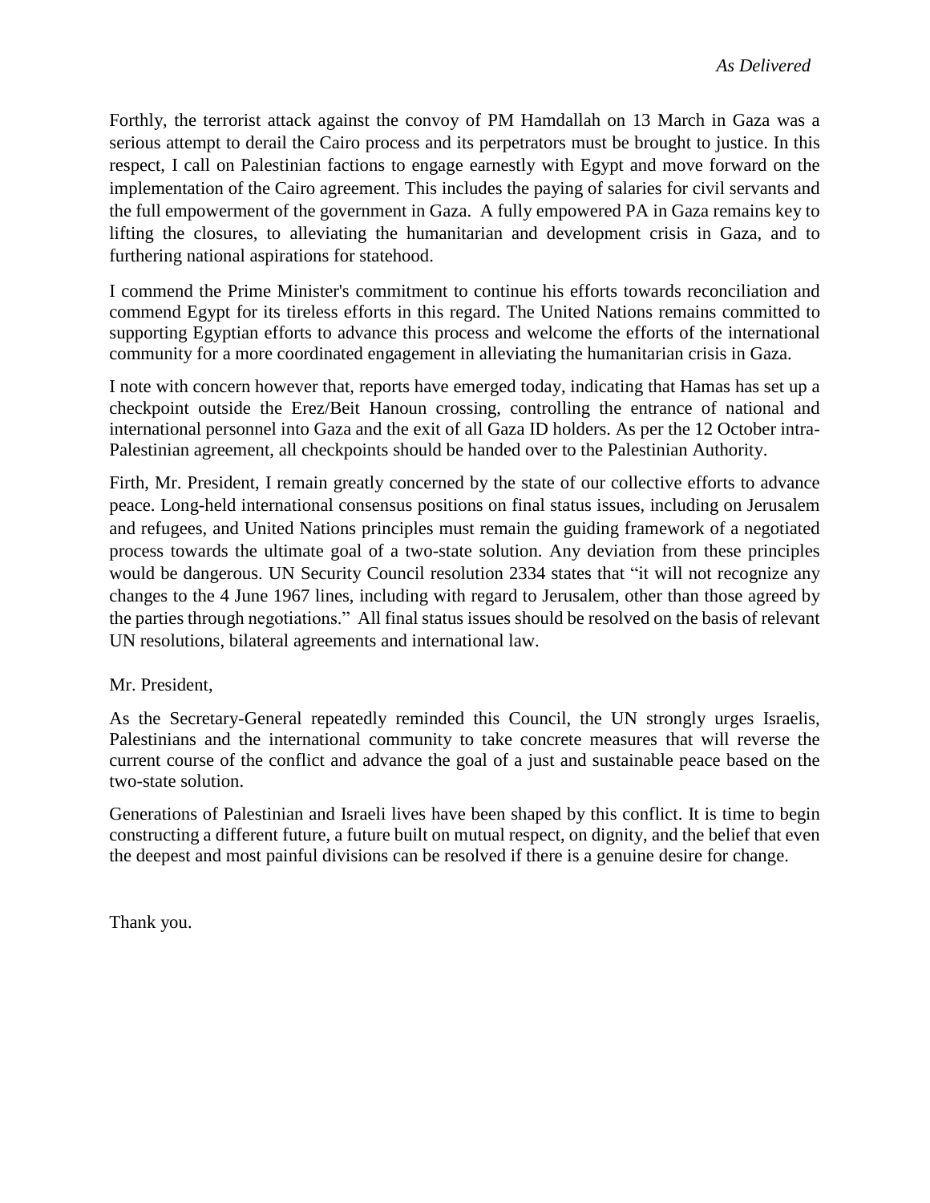*As Delivered*

Forthly, the terrorist attack against the convoy of PM Hamdallah on 13 March in Gaza was a serious attempt to derail the Cairo process and its perpetrators must be brought to justice. In this respect, I call on Palestinian factions to engage earnestly with Egypt and move forward on the implementation of the Cairo agreement. This includes the paying of salaries for civil servants and the full empowerment of the government in Gaza. A fully empowered PA in Gaza remains key to lifting the closures, to alleviating the humanitarian and development crisis in Gaza, and to furthering national aspirations for statehood.

I commend the Prime Minister's commitment to continue his efforts towards reconciliation and commend Egypt for its tireless efforts in this regard. The United Nations remains committed to supporting Egyptian efforts to advance this process and welcome the efforts of the international community for a more coordinated engagement in alleviating the humanitarian crisis in Gaza.

I note with concern however that, reports have emerged today, indicating that Hamas has set up a checkpoint outside the Erez/Beit Hanoun crossing, controlling the entrance of national and international personnel into Gaza and the exit of all Gaza ID holders. As per the 12 October intra-Palestinian agreement, all checkpoints should be handed over to the Palestinian Authority.

Firth, Mr. President, I remain greatly concerned by the state of our collective efforts to advance peace. Long-held international consensus positions on final status issues, including on Jerusalem and refugees, and United Nations principles must remain the guiding framework of a negotiated process towards the ultimate goal of a two-state solution. Any deviation from these principles would be dangerous. UN Security Council resolution 2334 states that "it will not recognize any changes to the 4 June 1967 lines, including with regard to Jerusalem, other than those agreed by the parties through negotiations." All final status issues should be resolved on the basis of relevant UN resolutions, bilateral agreements and international law.

Mr. President,

As the Secretary-General repeatedly reminded this Council, the UN strongly urges Israelis, Palestinians and the international community to take concrete measures that will reverse the current course of the conflict and advance the goal of a just and sustainable peace based on the two-state solution.

Generations of Palestinian and Israeli lives have been shaped by this conflict. It is time to begin constructing a different future, a future built on mutual respect, on dignity, and the belief that even the deepest and most painful divisions can be resolved if there is a genuine desire for change.

Thank you.